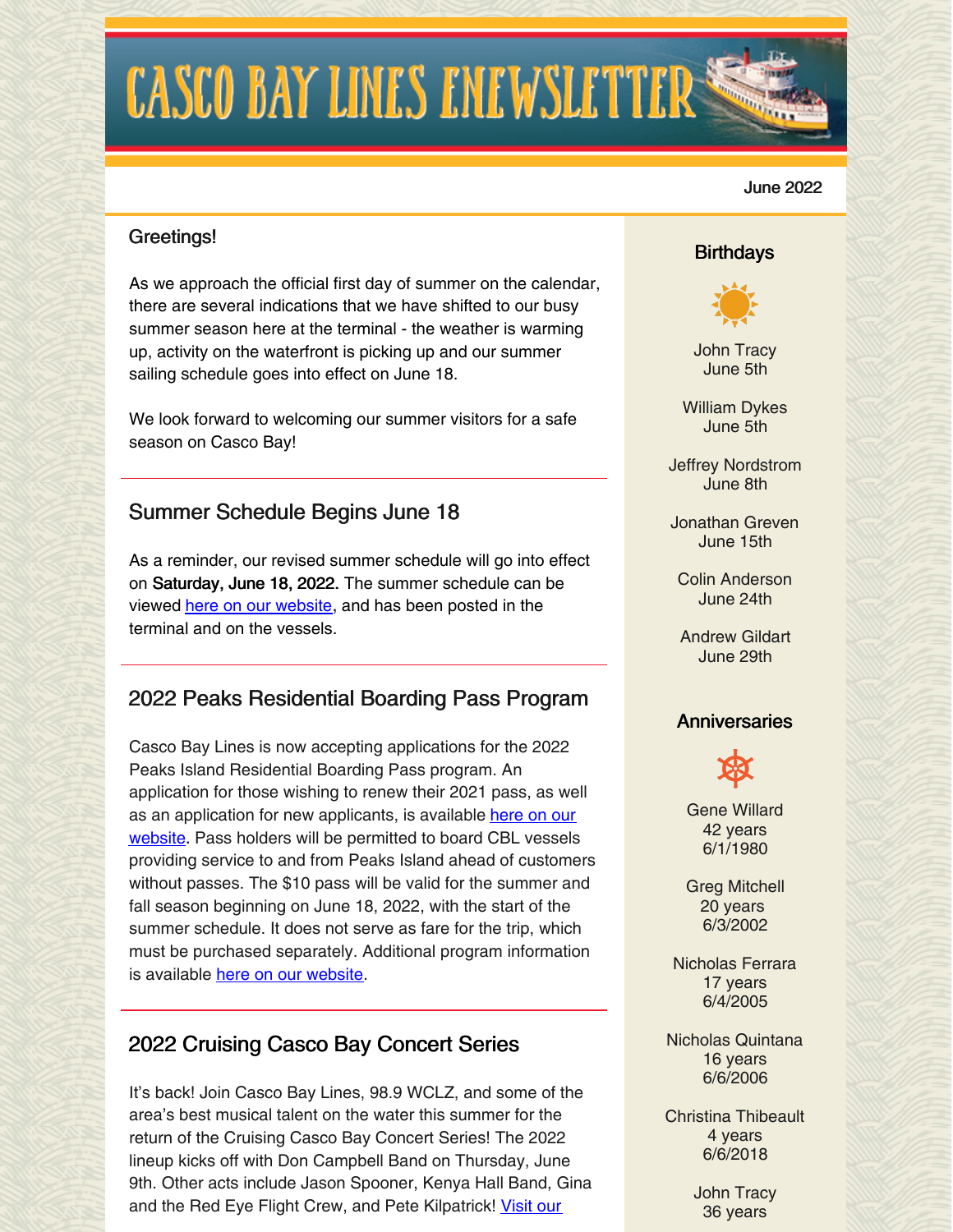# Casco Bay Lines eNewsletter

June 2022

Greetings!

As we approach the official first day of summer on the calendar, there are several indications that we have shifted to our busy summer season here at the terminal - the weather is warming up, activity on the waterfront is picking up and our summer sailing schedule goes into effect on June 18.

We look forward to welcoming our summer visitors for a safe season on Casco Bay!

## Summer Schedule Begins June 18

As a reminder, our revised summer schedule will go into effect on **Saturday, June 18, 2022.** The summer schedule can be viewed here on our website, and has been posted in the terminal and on the vessels.

## 2022 Peaks Residential Boarding Pass Program

Casco Bay Lines is now accepting applications for the 2022 Peaks Island Residential Boarding Pass program. An application for those wishing to renew their 2021 pass, as well as an application for new applicants, is available here on our website. Pass holders will be permitted to board CBL vessels providing service to and from Peaks Island ahead of customers without passes. The $10 pass will be valid for the summer and fall season beginning on June 18, 2022, with the start of the summer schedule. It does not serve as fare for the trip, which must be purchased separately. Additional program information is available here on our website.

## 2022 Cruising Casco Bay Concert Series

It's back! Join Casco Bay Lines, 98.9 WCLZ, and some of the area's best musical talent on the water this summer for the return of the Cruising Casco Bay Concert Series! The 2022 lineup kicks off with Don Campbell Band on Thursday, June 9th. Other acts include Jason Spooner, Kenya Hall Band, Gina and the Red Eye Flight Crew, and Pete Kilpatrick! Visit our

### Birthdays

John Tracy
June 5th

William Dykes
June 5th

Jeffrey Nordstrom
June 8th

Jonathan Greven
June 15th

Colin Anderson
June 24th

Andrew Gildart
June 29th

### Anniversaries

Gene Willard
42 years
6/1/1980

Greg Mitchell
20 years
6/3/2002

Nicholas Ferrara
17 years
6/4/2005

Nicholas Quintana
16 years
6/6/2006

Christina Thibeault
4 years
6/6/2018

John Tracy
36 years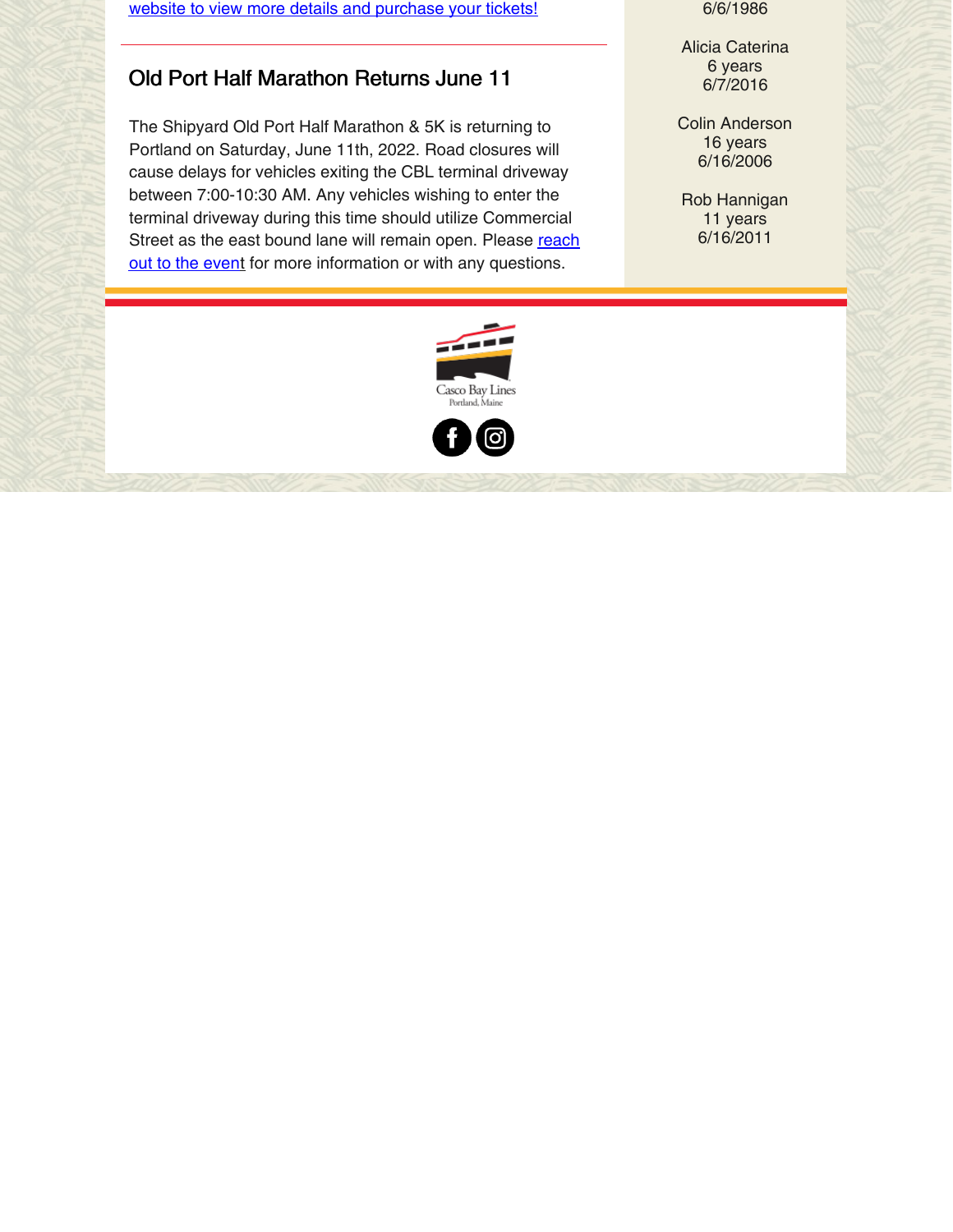website to view more details and purchase your tickets!

## Old Port Half Marathon Returns June 11

The Shipyard Old Port Half Marathon & 5K is returning to Portland on Saturday, June 11th, 2022. Road closures will cause delays for vehicles exiting the CBL terminal driveway between 7:00-10:30 AM. Any vehicles wishing to enter the terminal driveway during this time should utilize Commercial Street as the east bound lane will remain open. Please reach out to the event for more information or with any questions.

6/6/1986

Alicia Caterina
6 years
6/7/2016

Colin Anderson
16 years
6/16/2006

Rob Hannigan
11 years
6/16/2011

Casco Bay Lines
Portland, Maine